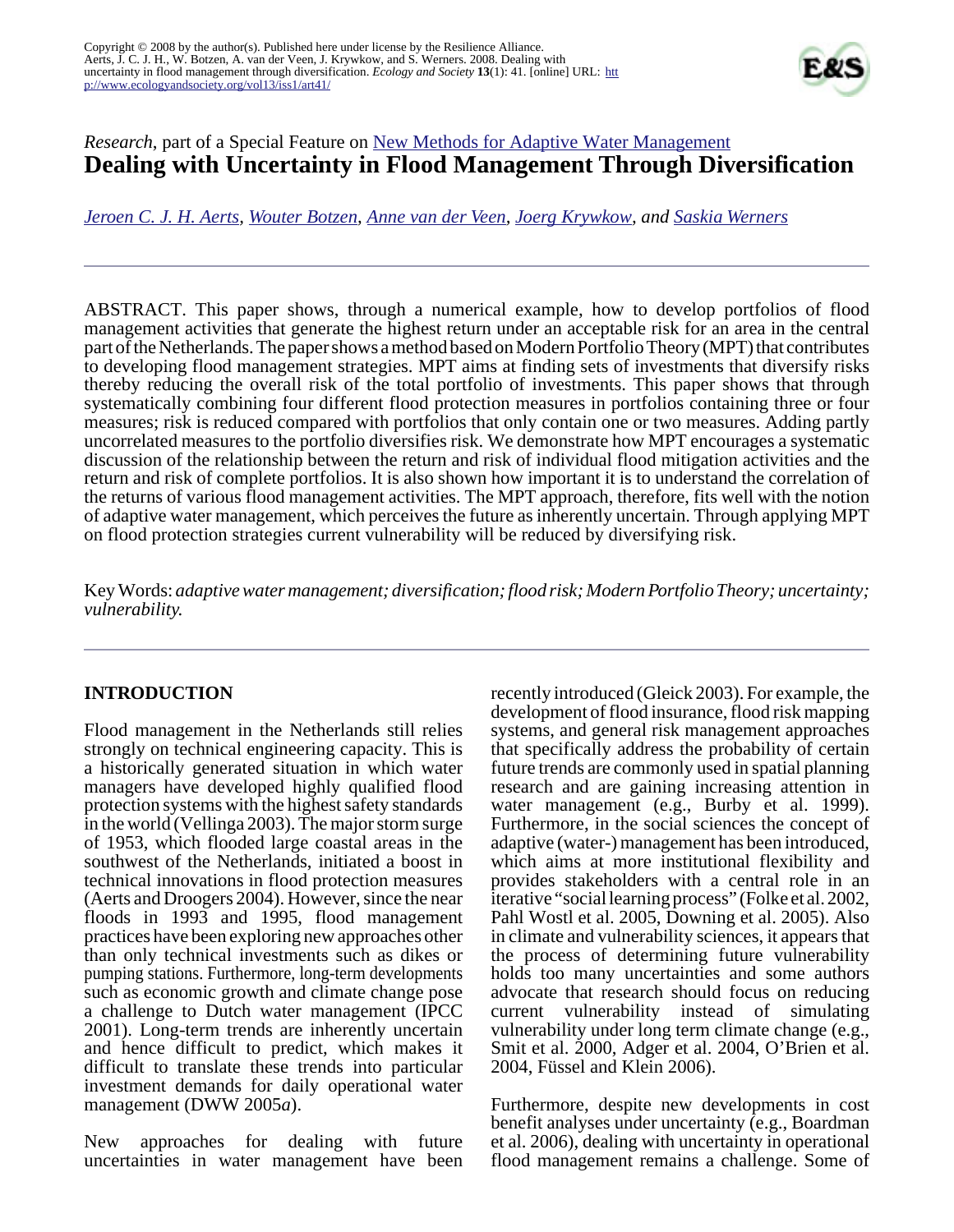Copyright © 2008 by the author(s). Published here under license by the Resilience Alliance.
Aerts, J. C. J. H., W. Botzen, A. van der Veen, J. Krywkow, and S. Werners. 2008. Dealing with uncertainty in flood management through diversification. *Ecology and Society* **13**(1): 41. [online] URL: http://www.ecologyandsociety.org/vol13/iss1/art41/

*Research*, part of a Special Feature on New Methods for Adaptive Water Management

# Dealing with Uncertainty in Flood Management Through Diversification

*Jeroen C. J. H. Aerts, Wouter Botzen, Anne van der Veen, Joerg Krywkow, and Saskia Werners*

ABSTRACT. This paper shows, through a numerical example, how to develop portfolios of flood management activities that generate the highest return under an acceptable risk for an area in the central part of the Netherlands. The paper shows a method based on Modern Portfolio Theory (MPT) that contributes to developing flood management strategies. MPT aims at finding sets of investments that diversify risks thereby reducing the overall risk of the total portfolio of investments. This paper shows that through systematically combining four different flood protection measures in portfolios containing three or four measures; risk is reduced compared with portfolios that only contain one or two measures. Adding partly uncorrelated measures to the portfolio diversifies risk. We demonstrate how MPT encourages a systematic discussion of the relationship between the return and risk of individual flood mitigation activities and the return and risk of complete portfolios. It is also shown how important it is to understand the correlation of the returns of various flood management activities. The MPT approach, therefore, fits well with the notion of adaptive water management, which perceives the future as inherently uncertain. Through applying MPT on flood protection strategies current vulnerability will be reduced by diversifying risk.

Key Words: *adaptive water management; diversification; flood risk; Modern Portfolio Theory; uncertainty; vulnerability.*

## INTRODUCTION

Flood management in the Netherlands still relies strongly on technical engineering capacity. This is a historically generated situation in which water managers have developed highly qualified flood protection systems with the highest safety standards in the world (Vellinga 2003). The major storm surge of 1953, which flooded large coastal areas in the southwest of the Netherlands, initiated a boost in technical innovations in flood protection measures (Aerts and Droogers 2004). However, since the near floods in 1993 and 1995, flood management practices have been exploring new approaches other than only technical investments such as dikes or pumping stations. Furthermore, long-term developments such as economic growth and climate change pose a challenge to Dutch water management (IPCC 2001). Long-term trends are inherently uncertain and hence difficult to predict, which makes it difficult to translate these trends into particular investment demands for daily operational water management (DWW 2005*a*).

New approaches for dealing with future uncertainties in water management have been recently introduced (Gleick 2003). For example, the development of flood insurance, flood risk mapping systems, and general risk management approaches that specifically address the probability of certain future trends are commonly used in spatial planning research and are gaining increasing attention in water management (e.g., Burby et al. 1999). Furthermore, in the social sciences the concept of adaptive (water-) management has been introduced, which aims at more institutional flexibility and provides stakeholders with a central role in an iterative "social learning process" (Folke et al. 2002, Pahl Wostl et al. 2005, Downing et al. 2005). Also in climate and vulnerability sciences, it appears that the process of determining future vulnerability holds too many uncertainties and some authors advocate that research should focus on reducing current vulnerability instead of simulating vulnerability under long term climate change (e.g., Smit et al. 2000, Adger et al. 2004, O'Brien et al. 2004, Füssel and Klein 2006).

Furthermore, despite new developments in cost benefit analyses under uncertainty (e.g., Boardman et al. 2006), dealing with uncertainty in operational flood management remains a challenge. Some of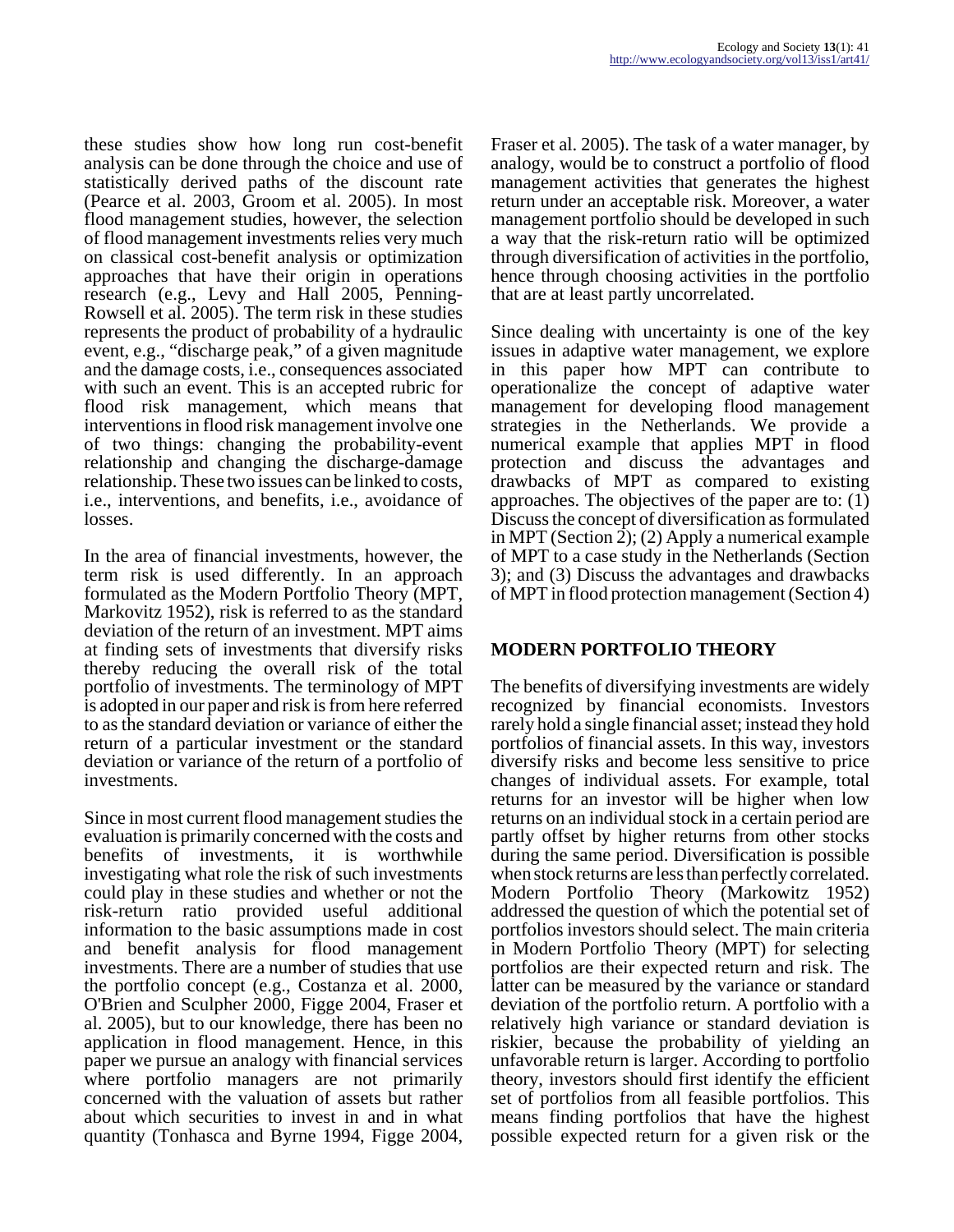these studies show how long run cost-benefit analysis can be done through the choice and use of statistically derived paths of the discount rate (Pearce et al. 2003, Groom et al. 2005). In most flood management studies, however, the selection of flood management investments relies very much on classical cost-benefit analysis or optimization approaches that have their origin in operations research (e.g., Levy and Hall 2005, Penning-Rowsell et al. 2005). The term risk in these studies represents the product of probability of a hydraulic event, e.g., "discharge peak," of a given magnitude and the damage costs, i.e., consequences associated with such an event. This is an accepted rubric for flood risk management, which means that interventions in flood risk management involve one of two things: changing the probability-event relationship and changing the discharge-damage relationship. These two issues can be linked to costs, i.e., interventions, and benefits, i.e., avoidance of losses.

In the area of financial investments, however, the term risk is used differently. In an approach formulated as the Modern Portfolio Theory (MPT, Markovitz 1952), risk is referred to as the standard deviation of the return of an investment. MPT aims at finding sets of investments that diversify risks thereby reducing the overall risk of the total portfolio of investments. The terminology of MPT is adopted in our paper and risk is from here referred to as the standard deviation or variance of either the return of a particular investment or the standard deviation or variance of the return of a portfolio of investments.

Since in most current flood management studies the evaluation is primarily concerned with the costs and benefits of investments, it is worthwhile investigating what role the risk of such investments could play in these studies and whether or not the risk-return ratio provided useful additional information to the basic assumptions made in cost and benefit analysis for flood management investments. There are a number of studies that use the portfolio concept (e.g., Costanza et al. 2000, O'Brien and Sculpher 2000, Figge 2004, Fraser et al. 2005), but to our knowledge, there has been no application in flood management. Hence, in this paper we pursue an analogy with financial services where portfolio managers are not primarily concerned with the valuation of assets but rather about which securities to invest in and in what quantity (Tonhasca and Byrne 1994, Figge 2004, Fraser et al. 2005). The task of a water manager, by analogy, would be to construct a portfolio of flood management activities that generates the highest return under an acceptable risk. Moreover, a water management portfolio should be developed in such a way that the risk-return ratio will be optimized through diversification of activities in the portfolio, hence through choosing activities in the portfolio that are at least partly uncorrelated.

Since dealing with uncertainty is one of the key issues in adaptive water management, we explore in this paper how MPT can contribute to operationalize the concept of adaptive water management for developing flood management strategies in the Netherlands. We provide a numerical example that applies MPT in flood protection and discuss the advantages and drawbacks of MPT as compared to existing approaches. The objectives of the paper are to: (1) Discuss the concept of diversification as formulated in MPT (Section 2); (2) Apply a numerical example of MPT to a case study in the Netherlands (Section 3); and (3) Discuss the advantages and drawbacks of MPT in flood protection management (Section 4)

## MODERN PORTFOLIO THEORY

The benefits of diversifying investments are widely recognized by financial economists. Investors rarely hold a single financial asset; instead they hold portfolios of financial assets. In this way, investors diversify risks and become less sensitive to price changes of individual assets. For example, total returns for an investor will be higher when low returns on an individual stock in a certain period are partly offset by higher returns from other stocks during the same period. Diversification is possible when stock returns are less than perfectly correlated. Modern Portfolio Theory (Markowitz 1952) addressed the question of which the potential set of portfolios investors should select. The main criteria in Modern Portfolio Theory (MPT) for selecting portfolios are their expected return and risk. The latter can be measured by the variance or standard deviation of the portfolio return. A portfolio with a relatively high variance or standard deviation is riskier, because the probability of yielding an unfavorable return is larger. According to portfolio theory, investors should first identify the efficient set of portfolios from all feasible portfolios. This means finding portfolios that have the highest possible expected return for a given risk or the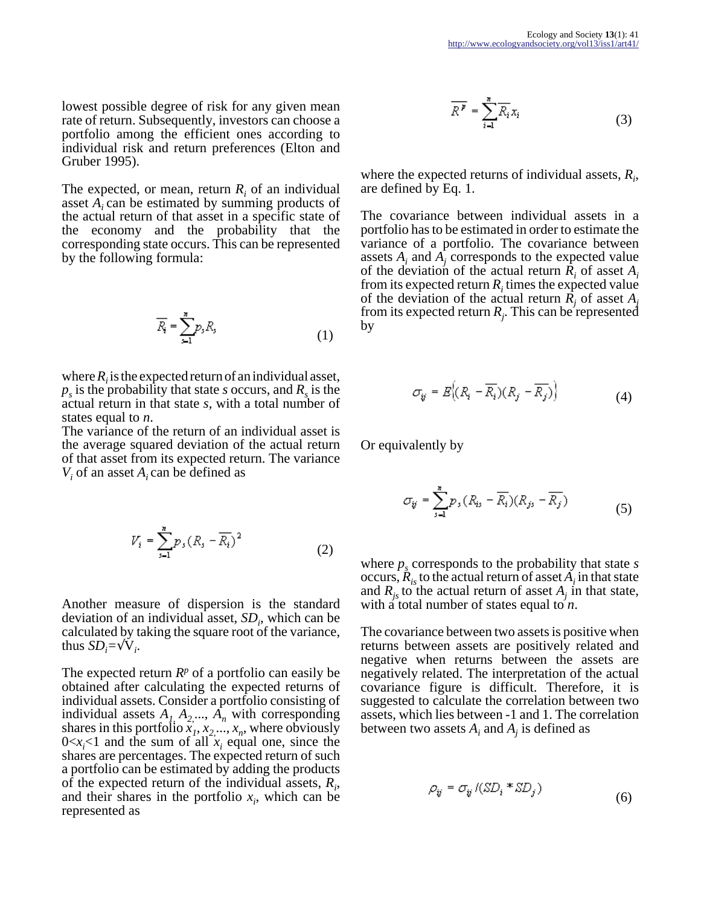lowest possible degree of risk for any given mean rate of return. Subsequently, investors can choose a portfolio among the efficient ones according to individual risk and return preferences (Elton and Gruber 1995).

The expected, or mean, return $R_i$ of an individual asset $A_i$ can be estimated by summing products of the actual return of that asset in a specific state of the economy and the probability that the corresponding state occurs. This can be represented by the following formula:

$$\overline{R_i} = \sum_{s=1}^{n} p_s R_s \tag{1}$$

where $R_i$ is the expected return of an individual asset, $p_s$ is the probability that state $s$ occurs, and $R_s$ is the actual return in that state $s$, with a total number of states equal to $n$.

The variance of the return of an individual asset is the average squared deviation of the actual return of that asset from its expected return. The variance $V_i$ of an asset $A_i$ can be defined as

$$V_i = \sum_{s=1}^{n} p_s (R_s - \overline{R_i})^2 \tag{2}$$

Another measure of dispersion is the standard deviation of an individual asset, $SD_i$, which can be calculated by taking the square root of the variance, thus $SD_i=\sqrt{V_i}$.

The expected return $R^p$ of a portfolio can easily be obtained after calculating the expected returns of individual assets. Consider a portfolio consisting of individual assets $A_1, A_2, ..., A_n$ with corresponding shares in this portfolio $x_1, x_2, ..., x_n$, where obviously $0<x_i<1$ and the sum of all $x_i$ equal one, since the shares are percentages. The expected return of such a portfolio can be estimated by adding the products of the expected return of the individual assets, $R_i$, and their shares in the portfolio $x_i$, which can be represented as

$$\overline{R^p} = \sum_{i=1}^{n} \overline{R_i} x_i \tag{3}$$

where the expected returns of individual assets, $R_i$, are defined by Eq. 1.

The covariance between individual assets in a portfolio has to be estimated in order to estimate the variance of a portfolio. The covariance between assets $A_i$ and $A_j$ corresponds to the expected value of the deviation of the actual return $R_i$ of asset $A_i$ from its expected return $R_i$ times the expected value of the deviation of the actual return $R_j$ of asset $A_j$ from its expected return $R_j$. This can be represented by

$$\sigma_{ij} = E\{(R_i - \overline{R_i})(R_j - \overline{R_j})\} \tag{4}$$

Or equivalently by

$$\sigma_{ij} = \sum_{s=1}^{n} p_s (R_{is} - \overline{R_i})(R_{js} - \overline{R_j}) \tag{5}$$

where $p_s$ corresponds to the probability that state $s$ occurs, $R_{is}$ to the actual return of asset $A_i$ in that state and $R_{js}$ to the actual return of asset $A_j$ in that state, with a total number of states equal to $n$.

The covariance between two assets is positive when returns between assets are positively related and negative when returns between the assets are negatively related. The interpretation of the actual covariance figure is difficult. Therefore, it is suggested to calculate the correlation between two assets, which lies between -1 and 1. The correlation between two assets $A_i$ and $A_j$ is defined as

$$\rho_{ij} = \sigma_{ij} / (SD_i * SD_j) \tag{6}$$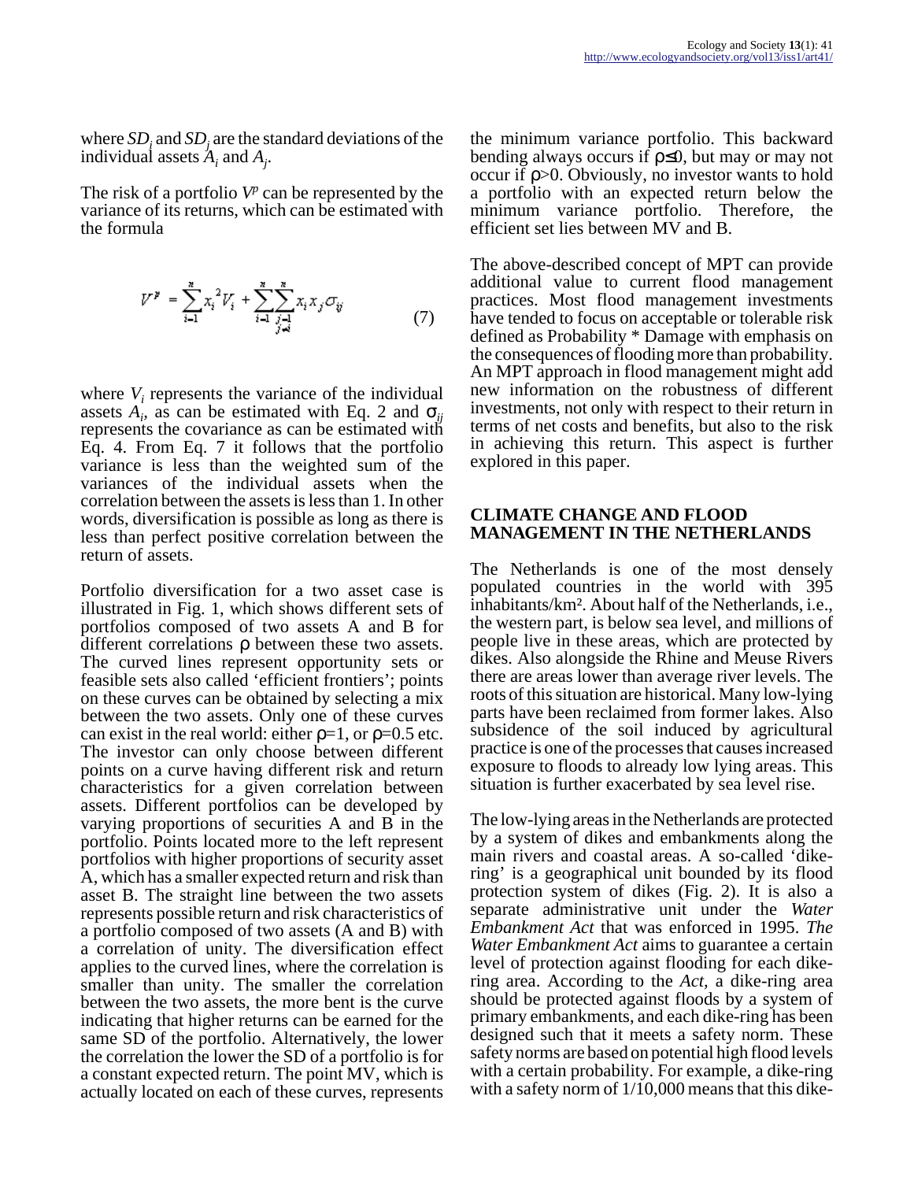where $SD_i$ and $SD_j$ are the standard deviations of the individual assets $A_i$ and $A_j$.

The risk of a portfolio $V^p$ can be represented by the variance of its returns, which can be estimated with the formula

$$V^p = \sum_{i=1}^{n} x_i^2 V_i + \sum_{i=1}^{n}\sum_{\substack{j=1 \\ j \neq i}}^{n} x_i x_j \sigma_{ij} \tag{7}$$

where $V_i$ represents the variance of the individual assets $A_i$, as can be estimated with Eq. 2 and $\sigma_{ij}$ represents the covariance as can be estimated with Eq. 4. From Eq. 7 it follows that the portfolio variance is less than the weighted sum of the variances of the individual assets when the correlation between the assets is less than 1. In other words, diversification is possible as long as there is less than perfect positive correlation between the return of assets.

Portfolio diversification for a two asset case is illustrated in Fig. 1, which shows different sets of portfolios composed of two assets A and B for different correlations $\rho$ between these two assets. The curved lines represent opportunity sets or feasible sets also called 'efficient frontiers'; points on these curves can be obtained by selecting a mix between the two assets. Only one of these curves can exist in the real world: either $\rho$=1, or $\rho$=0.5 etc. The investor can only choose between different points on a curve having different risk and return characteristics for a given correlation between assets. Different portfolios can be developed by varying proportions of securities A and B in the portfolio. Points located more to the left represent portfolios with higher proportions of security asset A, which has a smaller expected return and risk than asset B. The straight line between the two assets represents possible return and risk characteristics of a portfolio composed of two assets (A and B) with a correlation of unity. The diversification effect applies to the curved lines, where the correlation is smaller than unity. The smaller the correlation between the two assets, the more bent is the curve indicating that higher returns can be earned for the same SD of the portfolio. Alternatively, the lower the correlation the lower the SD of a portfolio is for a constant expected return. The point MV, which is actually located on each of these curves, represents the minimum variance portfolio. This backward bending always occurs if $\rho \leq 0$, but may or may not occur if $\rho > 0$. Obviously, no investor wants to hold a portfolio with an expected return below the minimum variance portfolio. Therefore, the efficient set lies between MV and B.

The above-described concept of MPT can provide additional value to current flood management practices. Most flood management investments have tended to focus on acceptable or tolerable risk defined as Probability * Damage with emphasis on the consequences of flooding more than probability. An MPT approach in flood management might add new information on the robustness of different investments, not only with respect to their return in terms of net costs and benefits, but also to the risk in achieving this return. This aspect is further explored in this paper.

## CLIMATE CHANGE AND FLOOD MANAGEMENT IN THE NETHERLANDS

The Netherlands is one of the most densely populated countries in the world with 395 inhabitants/km². About half of the Netherlands, i.e., the western part, is below sea level, and millions of people live in these areas, which are protected by dikes. Also alongside the Rhine and Meuse Rivers there are areas lower than average river levels. The roots of this situation are historical. Many low-lying parts have been reclaimed from former lakes. Also subsidence of the soil induced by agricultural practice is one of the processes that causes increased exposure to floods to already low lying areas. This situation is further exacerbated by sea level rise.

The low-lying areas in the Netherlands are protected by a system of dikes and embankments along the main rivers and coastal areas. A so-called 'dike-ring' is a geographical unit bounded by its flood protection system of dikes (Fig. 2). It is also a separate administrative unit under the *Water Embankment Act* that was enforced in 1995. *The Water Embankment Act* aims to guarantee a certain level of protection against flooding for each dike-ring area. According to the *Act*, a dike-ring area should be protected against floods by a system of primary embankments, and each dike-ring has been designed such that it meets a safety norm. These safety norms are based on potential high flood levels with a certain probability. For example, a dike-ring with a safety norm of 1/10,000 means that this dike-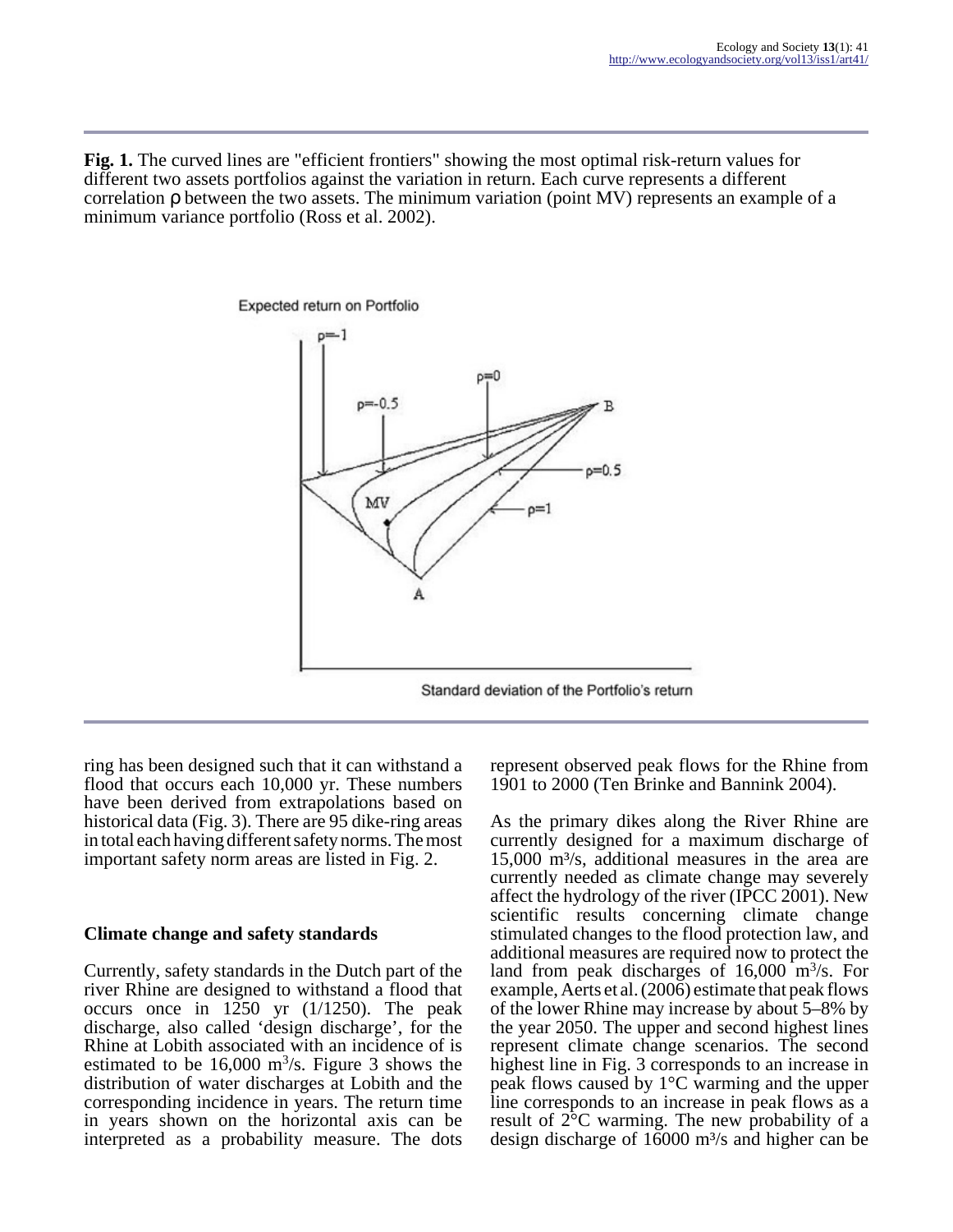**Fig. 1.** The curved lines are "efficient frontiers" showing the most optimal risk-return values for different two assets portfolios against the variation in return. Each curve represents a different correlation ρ between the two assets. The minimum variation (point MV) represents an example of a minimum variance portfolio (Ross et al. 2002).

ring has been designed such that it can withstand a flood that occurs each 10,000 yr. These numbers have been derived from extrapolations based on historical data (Fig. 3). There are 95 dike-ring areas in total each having different safety norms. The most important safety norm areas are listed in Fig. 2.

## Climate change and safety standards

Currently, safety standards in the Dutch part of the river Rhine are designed to withstand a flood that occurs once in 1250 yr (1/1250). The peak discharge, also called 'design discharge', for the Rhine at Lobith associated with an incidence of is estimated to be 16,000 $m^3/s$. Figure 3 shows the distribution of water discharges at Lobith and the corresponding incidence in years. The return time in years shown on the horizontal axis can be interpreted as a probability measure. The dots represent observed peak flows for the Rhine from 1901 to 2000 (Ten Brinke and Bannink 2004).

As the primary dikes along the River Rhine are currently designed for a maximum discharge of 15,000 $m^3/s$, additional measures in the area are currently needed as climate change may severely affect the hydrology of the river (IPCC 2001). New scientific results concerning climate change stimulated changes to the flood protection law, and additional measures are required now to protect the land from peak discharges of 16,000 $m^3/s$. For example, Aerts et al. (2006) estimate that peak flows of the lower Rhine may increase by about 5–8% by the year 2050. The upper and second highest lines represent climate change scenarios. The second highest line in Fig. 3 corresponds to an increase in peak flows caused by 1°C warming and the upper line corresponds to an increase in peak flows as a result of 2°C warming. The new probability of a design discharge of 16000 $m^3/s$ and higher can be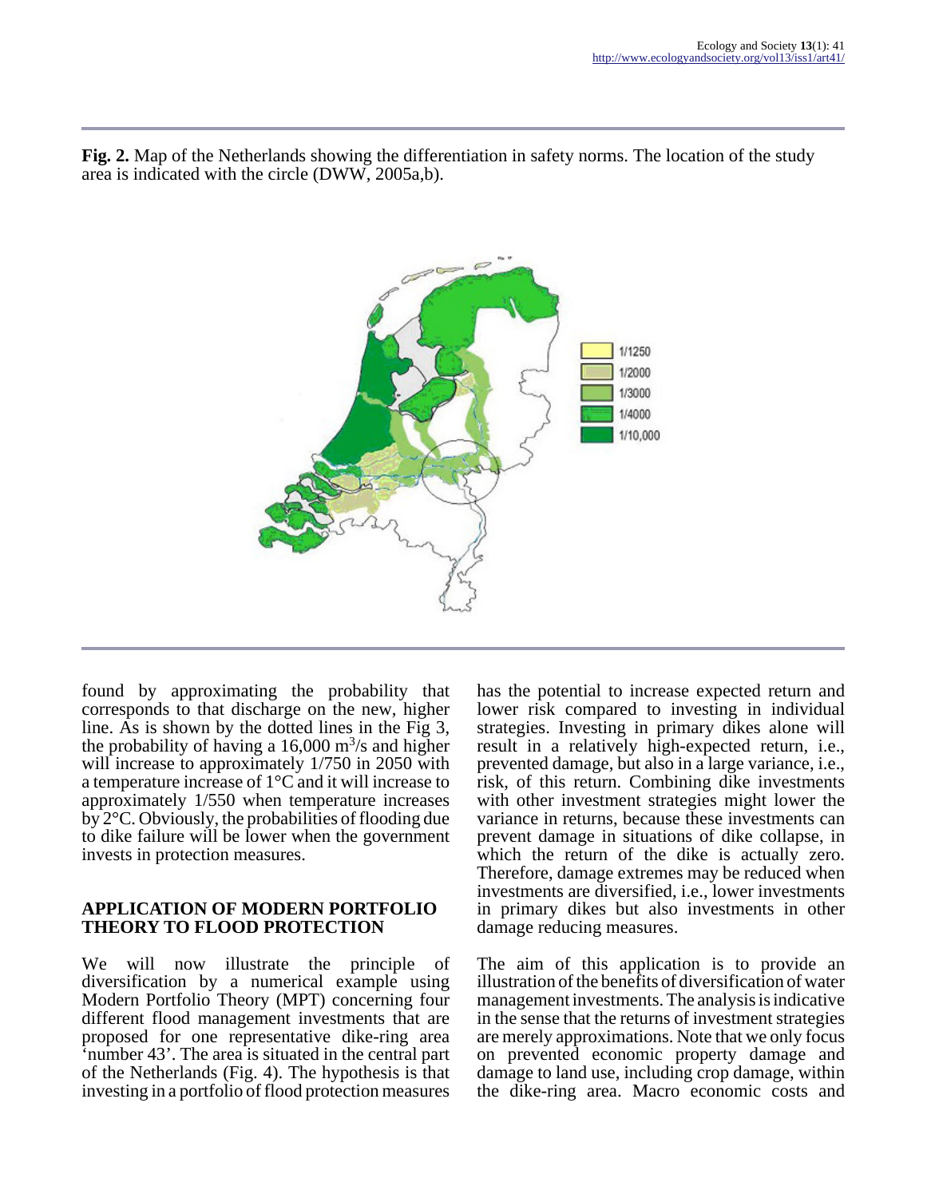**Fig. 2.** Map of the Netherlands showing the differentiation in safety norms. The location of the study area is indicated with the circle (DWW, 2005a,b).

found by approximating the probability that corresponds to that discharge on the new, higher line. As is shown by the dotted lines in the Fig 3, the probability of having a 16,000 $m^3/s$ and higher will increase to approximately 1/750 in 2050 with a temperature increase of 1°C and it will increase to approximately 1/550 when temperature increases by 2°C. Obviously, the probabilities of flooding due to dike failure will be lower when the government invests in protection measures.

## APPLICATION OF MODERN PORTFOLIO THEORY TO FLOOD PROTECTION

We will now illustrate the principle of diversification by a numerical example using Modern Portfolio Theory (MPT) concerning four different flood management investments that are proposed for one representative dike-ring area 'number 43'. The area is situated in the central part of the Netherlands (Fig. 4). The hypothesis is that investing in a portfolio of flood protection measures has the potential to increase expected return and lower risk compared to investing in individual strategies. Investing in primary dikes alone will result in a relatively high-expected return, i.e., prevented damage, but also in a large variance, i.e., risk, of this return. Combining dike investments with other investment strategies might lower the variance in returns, because these investments can prevent damage in situations of dike collapse, in which the return of the dike is actually zero. Therefore, damage extremes may be reduced when investments are diversified, i.e., lower investments in primary dikes but also investments in other damage reducing measures.

The aim of this application is to provide an illustration of the benefits of diversification of water management investments. The analysis is indicative in the sense that the returns of investment strategies are merely approximations. Note that we only focus on prevented economic property damage and damage to land use, including crop damage, within the dike-ring area. Macro economic costs and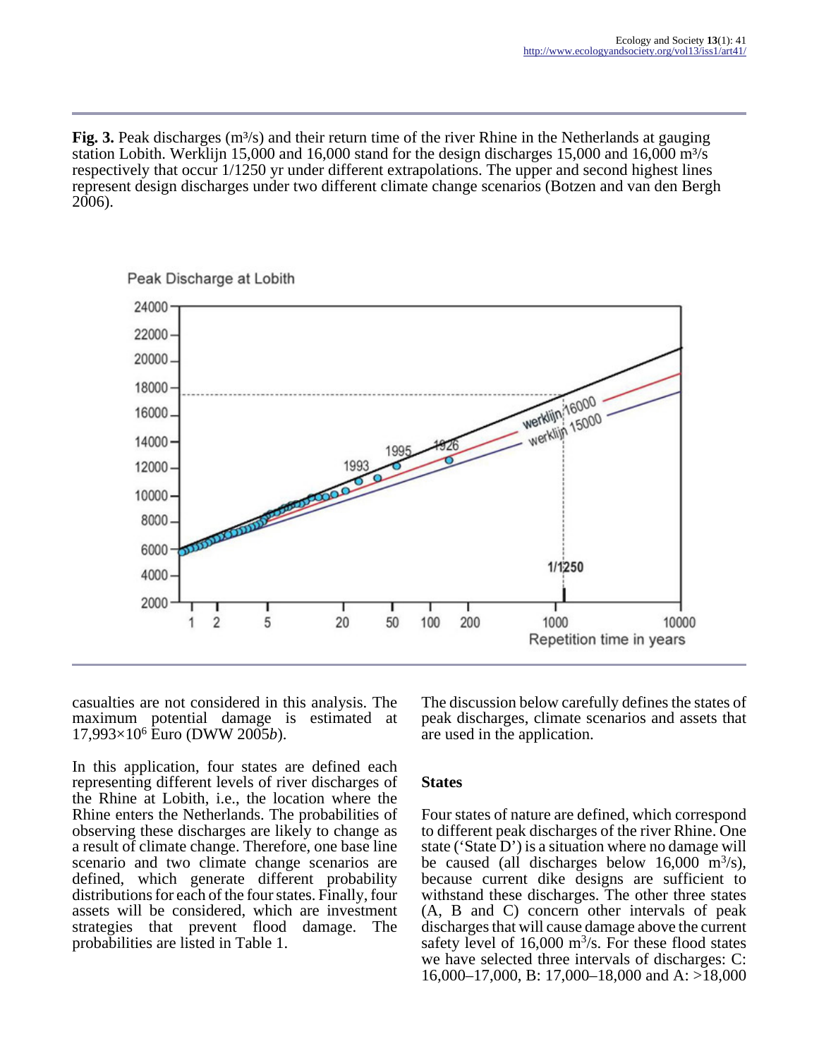**Fig. 3.** Peak discharges (m³/s) and their return time of the river Rhine in the Netherlands at gauging station Lobith. Werklijn 15,000 and 16,000 stand for the design discharges 15,000 and 16,000 m³/s respectively that occur 1/1250 yr under different extrapolations. The upper and second highest lines represent design discharges under two different climate change scenarios (Botzen and van den Bergh 2006).

casualties are not considered in this analysis. The maximum potential damage is estimated at $17{,}993 \times 10^6$ Euro (DWW 2005*b*).

In this application, four states are defined each representing different levels of river discharges of the Rhine at Lobith, i.e., the location where the Rhine enters the Netherlands. The probabilities of observing these discharges are likely to change as a result of climate change. Therefore, one base line scenario and two climate change scenarios are defined, which generate different probability distributions for each of the four states. Finally, four assets will be considered, which are investment strategies that prevent flood damage. The probabilities are listed in Table 1.

The discussion below carefully defines the states of peak discharges, climate scenarios and assets that are used in the application.

### States

Four states of nature are defined, which correspond to different peak discharges of the river Rhine. One state ('State D') is a situation where no damage will be caused (all discharges below 16,000 $m^3/s$), because current dike designs are sufficient to withstand these discharges. The other three states (A, B and C) concern other intervals of peak discharges that will cause damage above the current safety level of 16,000 $m^3/s$. For these flood states we have selected three intervals of discharges: C: 16,000–17,000, B: 17,000–18,000 and A: >18,000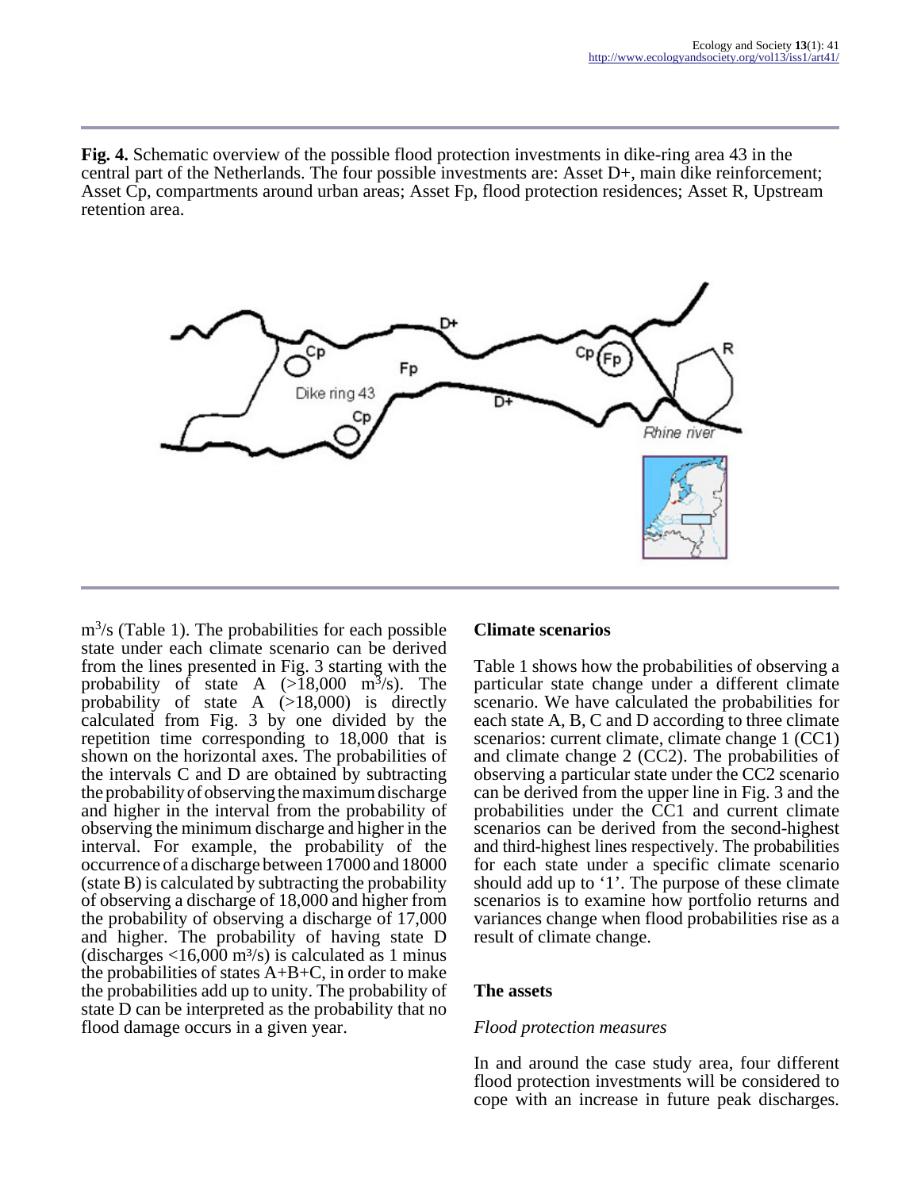**Fig. 4.** Schematic overview of the possible flood protection investments in dike-ring area 43 in the central part of the Netherlands. The four possible investments are: Asset D+, main dike reinforcement; Asset Cp, compartments around urban areas; Asset Fp, flood protection residences; Asset R, Upstream retention area.

$m^3$/s (Table 1). The probabilities for each possible state under each climate scenario can be derived from the lines presented in Fig. 3 starting with the probability of state A (>18,000 $m^3$/s). The probability of state A (>18,000) is directly calculated from Fig. 3 by one divided by the repetition time corresponding to 18,000 that is shown on the horizontal axes. The probabilities of the intervals C and D are obtained by subtracting the probability of observing the maximum discharge and higher in the interval from the probability of observing the minimum discharge and higher in the interval. For example, the probability of the occurrence of a discharge between 17000 and 18000 (state B) is calculated by subtracting the probability of observing a discharge of 18,000 and higher from the probability of observing a discharge of 17,000 and higher. The probability of having state D (discharges <16,000 $m^3$/s) is calculated as 1 minus the probabilities of states A+B+C, in order to make the probabilities add up to unity. The probability of state D can be interpreted as the probability that no flood damage occurs in a given year.

## Climate scenarios

Table 1 shows how the probabilities of observing a particular state change under a different climate scenario. We have calculated the probabilities for each state A, B, C and D according to three climate scenarios: current climate, climate change 1 (CC1) and climate change 2 (CC2). The probabilities of observing a particular state under the CC2 scenario can be derived from the upper line in Fig. 3 and the probabilities under the CC1 and current climate scenarios can be derived from the second-highest and third-highest lines respectively. The probabilities for each state under a specific climate scenario should add up to '1'. The purpose of these climate scenarios is to examine how portfolio returns and variances change when flood probabilities rise as a result of climate change.

## The assets

### *Flood protection measures*

In and around the case study area, four different flood protection investments will be considered to cope with an increase in future peak discharges.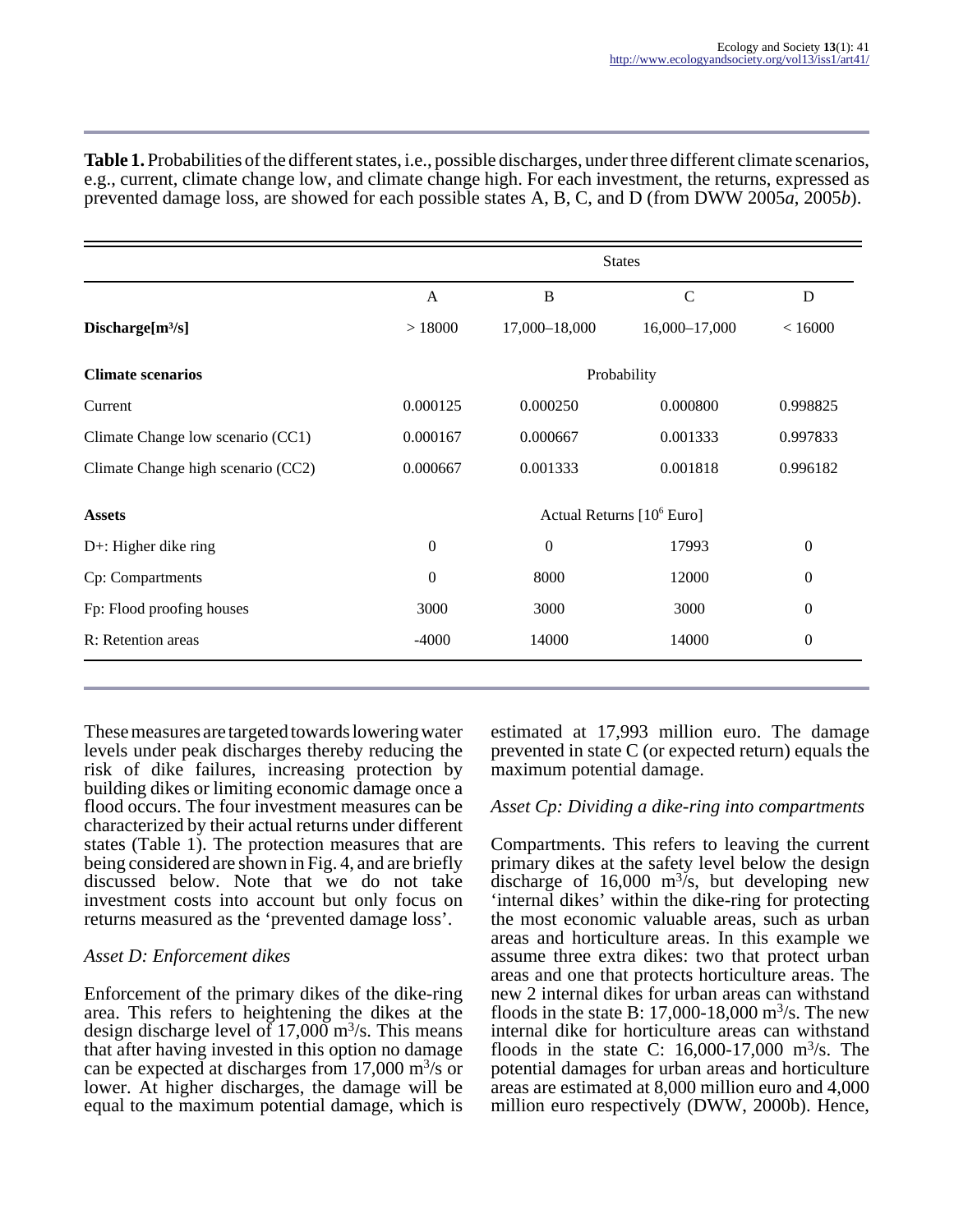**Table 1.** Probabilities of the different states, i.e., possible discharges, under three different climate scenarios, e.g., current, climate change low, and climate change high. For each investment, the returns, expressed as prevented damage loss, are showed for each possible states A, B, C, and D (from DWW 2005*a*, 2005*b*).

| | States | | | |
|---|---|---|---|---|
| | A | B | C | D |
| **Discharge[m³/s]** | > 18000 | 17,000–18,000 | 16,000–17,000 | < 16000 |
| **Climate scenarios** | Probability | | | |
| Current | 0.000125 | 0.000250 | 0.000800 | 0.998825 |
| Climate Change low scenario (CC1) | 0.000167 | 0.000667 | 0.001333 | 0.997833 |
| Climate Change high scenario (CC2) | 0.000667 | 0.001333 | 0.001818 | 0.996182 |
| **Assets** | Actual Returns [$10^6$ Euro] | | | |
| D+: Higher dike ring | 0 | 0 | 17993 | 0 |
| Cp: Compartments | 0 | 8000 | 12000 | 0 |
| Fp: Flood proofing houses | 3000 | 3000 | 3000 | 0 |
| R: Retention areas | -4000 | 14000 | 14000 | 0 |

These measures are targeted towards lowering water levels under peak discharges thereby reducing the risk of dike failures, increasing protection by building dikes or limiting economic damage once a flood occurs. The four investment measures can be characterized by their actual returns under different states (Table 1). The protection measures that are being considered are shown in Fig. 4, and are briefly discussed below. Note that we do not take investment costs into account but only focus on returns measured as the 'prevented damage loss'.

### *Asset D: Enforcement dikes*

Enforcement of the primary dikes of the dike-ring area. This refers to heightening the dikes at the design discharge level of 17,000 m³/s. This means that after having invested in this option no damage can be expected at discharges from 17,000 m³/s or lower. At higher discharges, the damage will be equal to the maximum potential damage, which is estimated at 17,993 million euro. The damage prevented in state C (or expected return) equals the maximum potential damage.

### *Asset Cp: Dividing a dike-ring into compartments*

Compartments. This refers to leaving the current primary dikes at the safety level below the design discharge of 16,000 m³/s, but developing new 'internal dikes' within the dike-ring for protecting the most economic valuable areas, such as urban areas and horticulture areas. In this example we assume three extra dikes: two that protect urban areas and one that protects horticulture areas. The new 2 internal dikes for urban areas can withstand floods in the state B: 17,000-18,000 m³/s. The new internal dike for horticulture areas can withstand floods in the state C: 16,000-17,000 m³/s. The potential damages for urban areas and horticulture areas are estimated at 8,000 million euro and 4,000 million euro respectively (DWW, 2000b). Hence,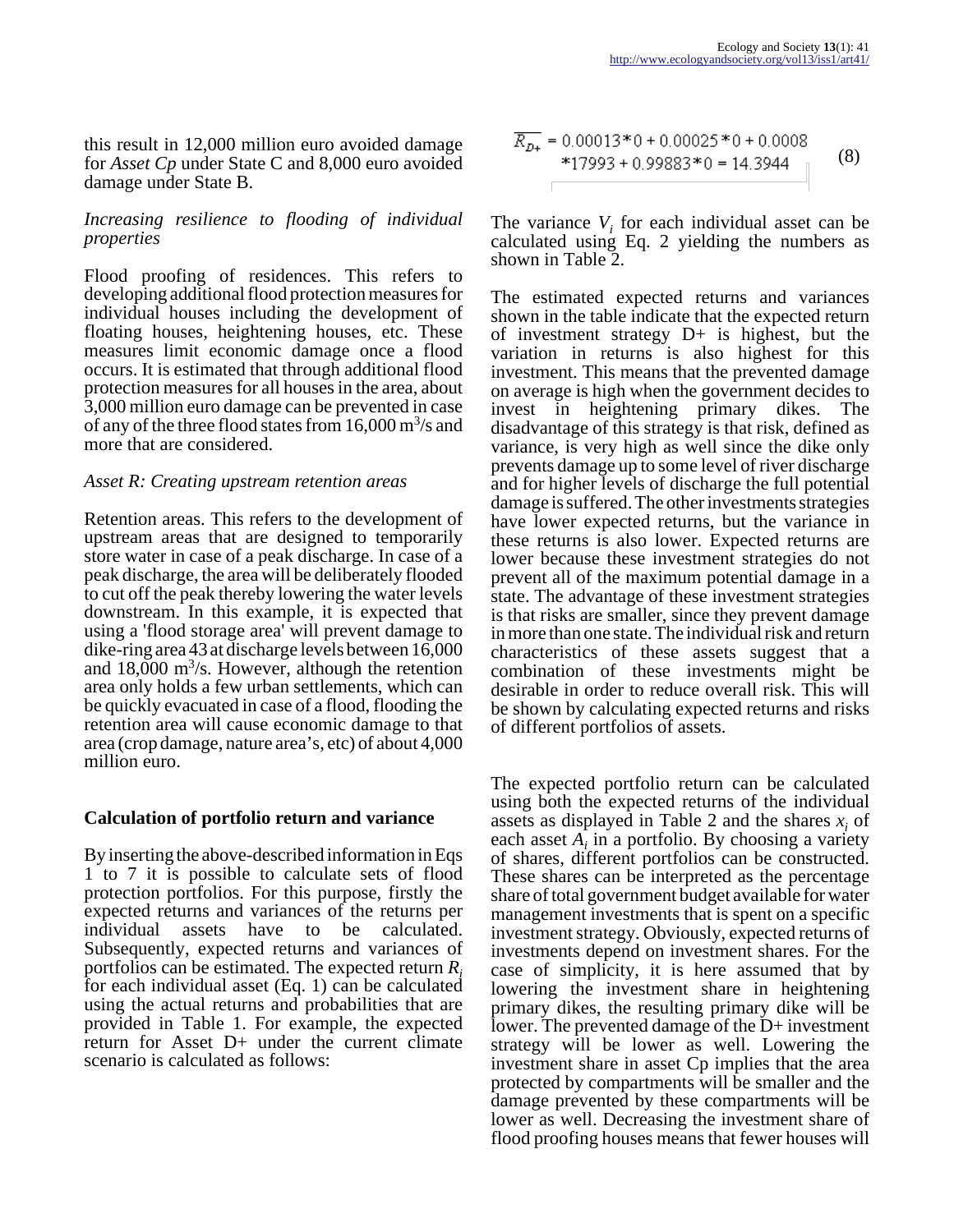this result in 12,000 million euro avoided damage for *Asset Cp* under State C and 8,000 euro avoided damage under State B.

*Increasing resilience to flooding of individual properties*

Flood proofing of residences. This refers to developing additional flood protection measures for individual houses including the development of floating houses, heightening houses, etc. These measures limit economic damage once a flood occurs. It is estimated that through additional flood protection measures for all houses in the area, about 3,000 million euro damage can be prevented in case of any of the three flood states from 16,000 $m^3$/s and more that are considered.

*Asset R: Creating upstream retention areas*

Retention areas. This refers to the development of upstream areas that are designed to temporarily store water in case of a peak discharge. In case of a peak discharge, the area will be deliberately flooded to cut off the peak thereby lowering the water levels downstream. In this example, it is expected that using a 'flood storage area' will prevent damage to dike-ring area 43 at discharge levels between 16,000 and 18,000 $m^3$/s. However, although the retention area only holds a few urban settlements, which can be quickly evacuated in case of a flood, flooding the retention area will cause economic damage to that area (crop damage, nature area's, etc) of about 4,000 million euro.

## Calculation of portfolio return and variance

By inserting the above-described information in Eqs 1 to 7 it is possible to calculate sets of flood protection portfolios. For this purpose, firstly the expected returns and variances of the returns per individual assets have to be calculated. Subsequently, expected returns and variances of portfolios can be estimated. The expected return $R_i$ for each individual asset (Eq. 1) can be calculated using the actual returns and probabilities that are provided in Table 1. For example, the expected return for Asset D+ under the current climate scenario is calculated as follows:

$$\overline{R_{D+}} = 0.00013*0 + 0.00025*0 + 0.0008*17993 + 0.99883*0 = 14.3944 \quad (8)$$

The variance $V_i$ for each individual asset can be calculated using Eq. 2 yielding the numbers as shown in Table 2.

The estimated expected returns and variances shown in the table indicate that the expected return of investment strategy D+ is highest, but the variation in returns is also highest for this investment. This means that the prevented damage on average is high when the government decides to invest in heightening primary dikes. The disadvantage of this strategy is that risk, defined as variance, is very high as well since the dike only prevents damage up to some level of river discharge and for higher levels of discharge the full potential damage is suffered. The other investments strategies have lower expected returns, but the variance in these returns is also lower. Expected returns are lower because these investment strategies do not prevent all of the maximum potential damage in a state. The advantage of these investment strategies is that risks are smaller, since they prevent damage in more than one state. The individual risk and return characteristics of these assets suggest that a combination of these investments might be desirable in order to reduce overall risk. This will be shown by calculating expected returns and risks of different portfolios of assets.

The expected portfolio return can be calculated using both the expected returns of the individual assets as displayed in Table 2 and the shares $x_i$ of each asset $A_i$ in a portfolio. By choosing a variety of shares, different portfolios can be constructed. These shares can be interpreted as the percentage share of total government budget available for water management investments that is spent on a specific investment strategy. Obviously, expected returns of investments depend on investment shares. For the case of simplicity, it is here assumed that by lowering the investment share in heightening primary dikes, the resulting primary dike will be lower. The prevented damage of the D+ investment strategy will be lower as well. Lowering the investment share in asset Cp implies that the area protected by compartments will be smaller and the damage prevented by these compartments will be lower as well. Decreasing the investment share of flood proofing houses means that fewer houses will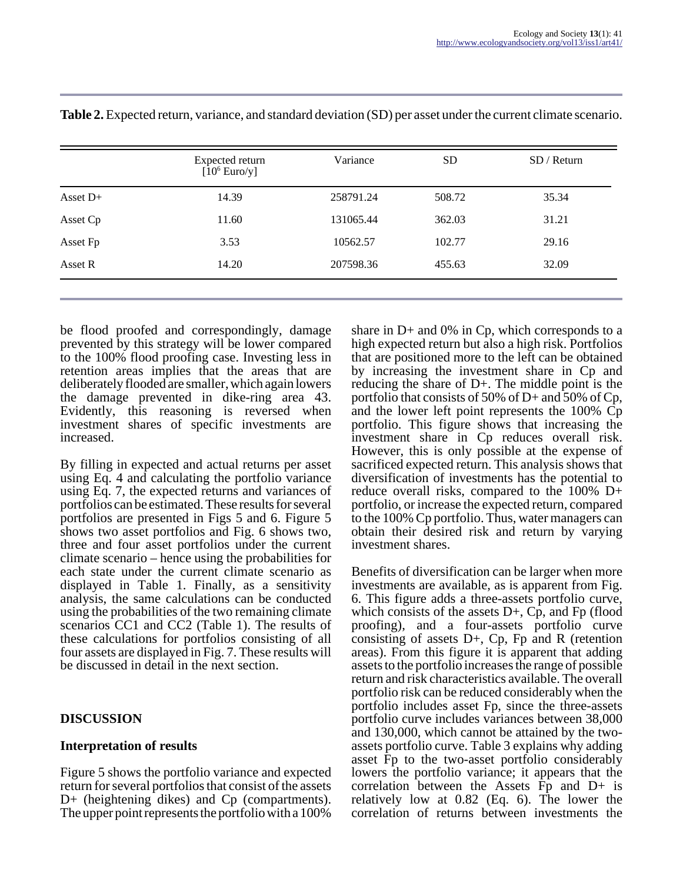**Table 2.** Expected return, variance, and standard deviation (SD) per asset under the current climate scenario.

| | Expected return [$10^6$ Euro/y] | Variance | SD | SD / Return |
|---|---|---|---|---|
| Asset D+ | 14.39 | 258791.24 | 508.72 | 35.34 |
| Asset Cp | 11.60 | 131065.44 | 362.03 | 31.21 |
| Asset Fp | 3.53 | 10562.57 | 102.77 | 29.16 |
| Asset R | 14.20 | 207598.36 | 455.63 | 32.09 |

be flood proofed and correspondingly, damage prevented by this strategy will be lower compared to the 100% flood proofing case. Investing less in retention areas implies that the areas that are deliberately flooded are smaller, which again lowers the damage prevented in dike-ring area 43. Evidently, this reasoning is reversed when investment shares of specific investments are increased.

By filling in expected and actual returns per asset using Eq. 4 and calculating the portfolio variance using Eq. 7, the expected returns and variances of portfolios can be estimated. These results for several portfolios are presented in Figs 5 and 6. Figure 5 shows two asset portfolios and Fig. 6 shows two, three and four asset portfolios under the current climate scenario – hence using the probabilities for each state under the current climate scenario as displayed in Table 1. Finally, as a sensitivity analysis, the same calculations can be conducted using the probabilities of the two remaining climate scenarios CC1 and CC2 (Table 1). The results of these calculations for portfolios consisting of all four assets are displayed in Fig. 7. These results will be discussed in detail in the next section.

## DISCUSSION

### Interpretation of results

Figure 5 shows the portfolio variance and expected return for several portfolios that consist of the assets D+ (heightening dikes) and Cp (compartments). The upper point represents the portfolio with a 100% share in D+ and 0% in Cp, which corresponds to a high expected return but also a high risk. Portfolios that are positioned more to the left can be obtained by increasing the investment share in Cp and reducing the share of D+. The middle point is the portfolio that consists of 50% of D+ and 50% of Cp, and the lower left point represents the 100% Cp portfolio. This figure shows that increasing the investment share in Cp reduces overall risk. However, this is only possible at the expense of sacrificed expected return. This analysis shows that diversification of investments has the potential to reduce overall risks, compared to the 100% D+ portfolio, or increase the expected return, compared to the 100% Cp portfolio. Thus, water managers can obtain their desired risk and return by varying investment shares.

Benefits of diversification can be larger when more investments are available, as is apparent from Fig. 6. This figure adds a three-assets portfolio curve, which consists of the assets D+, Cp, and Fp (flood proofing), and a four-assets portfolio curve consisting of assets D+, Cp, Fp and R (retention areas). From this figure it is apparent that adding assets to the portfolio increases the range of possible return and risk characteristics available. The overall portfolio risk can be reduced considerably when the portfolio includes asset Fp, since the three-assets portfolio curve includes variances between 38,000 and 130,000, which cannot be attained by the two-assets portfolio curve. Table 3 explains why adding asset Fp to the two-asset portfolio considerably lowers the portfolio variance; it appears that the correlation between the Assets Fp and D+ is relatively low at 0.82 (Eq. 6). The lower the correlation of returns between investments the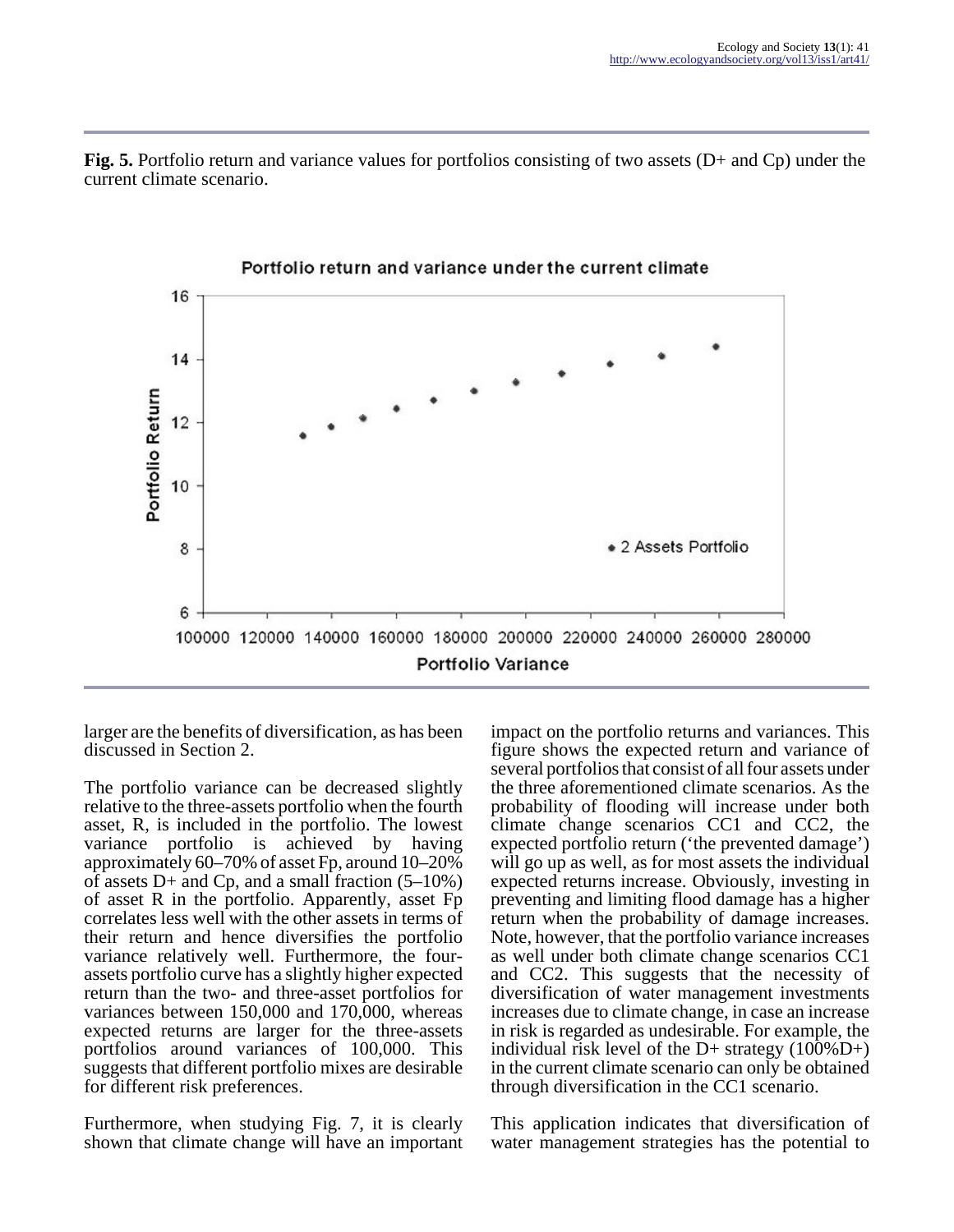**Fig. 5.** Portfolio return and variance values for portfolios consisting of two assets (D+ and Cp) under the current climate scenario.

larger are the benefits of diversification, as has been discussed in Section 2.

The portfolio variance can be decreased slightly relative to the three-assets portfolio when the fourth asset, R, is included in the portfolio. The lowest variance portfolio is achieved by having approximately 60–70% of asset Fp, around 10–20% of assets D+ and Cp, and a small fraction (5–10%) of asset R in the portfolio. Apparently, asset Fp correlates less well with the other assets in terms of their return and hence diversifies the portfolio variance relatively well. Furthermore, the four-assets portfolio curve has a slightly higher expected return than the two- and three-asset portfolios for variances between 150,000 and 170,000, whereas expected returns are larger for the three-assets portfolios around variances of 100,000. This suggests that different portfolio mixes are desirable for different risk preferences.

Furthermore, when studying Fig. 7, it is clearly shown that climate change will have an important impact on the portfolio returns and variances. This figure shows the expected return and variance of several portfolios that consist of all four assets under the three aforementioned climate scenarios. As the probability of flooding will increase under both climate change scenarios CC1 and CC2, the expected portfolio return ('the prevented damage') will go up as well, as for most assets the individual expected returns increase. Obviously, investing in preventing and limiting flood damage has a higher return when the probability of damage increases. Note, however, that the portfolio variance increases as well under both climate change scenarios CC1 and CC2. This suggests that the necessity of diversification of water management investments increases due to climate change, in case an increase in risk is regarded as undesirable. For example, the individual risk level of the D+ strategy (100%D+) in the current climate scenario can only be obtained through diversification in the CC1 scenario.

This application indicates that diversification of water management strategies has the potential to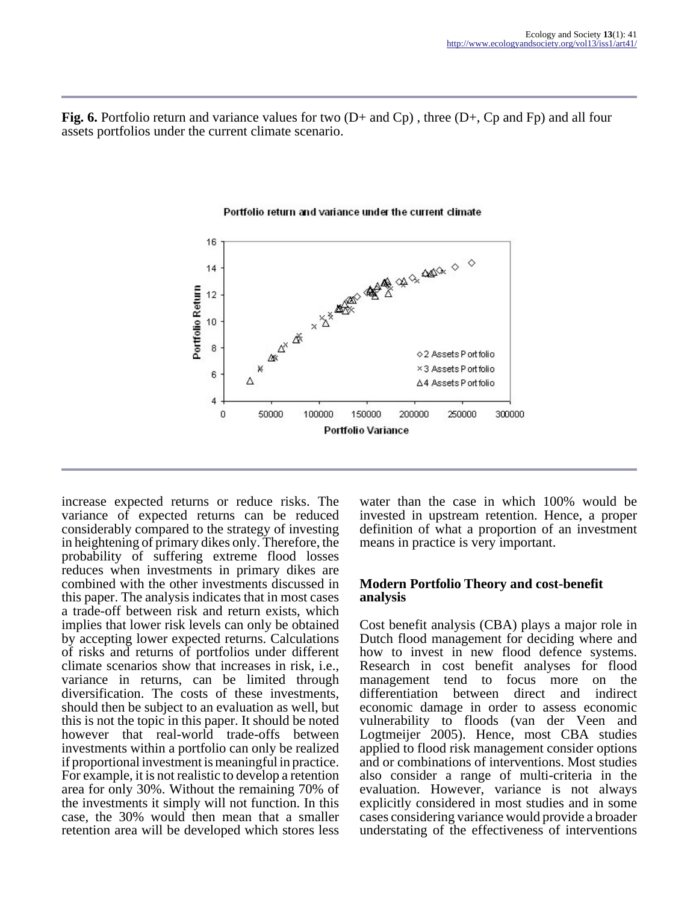**Fig. 6.** Portfolio return and variance values for two (D+ and Cp) , three (D+, Cp and Fp) and all four assets portfolios under the current climate scenario.

Portfolio return and variance under the current climate

Portfolio Return

16
14
12
10
8
6
4

0 50000 100000 150000 200000 250000 300000

Portfolio Variance

◇2 Assets Portfolio
×3 Assets Portfolio
△4 Assets Portfolio

increase expected returns or reduce risks. The variance of expected returns can be reduced considerably compared to the strategy of investing in heightening of primary dikes only. Therefore, the probability of suffering extreme flood losses reduces when investments in primary dikes are combined with the other investments discussed in this paper. The analysis indicates that in most cases a trade-off between risk and return exists, which implies that lower risk levels can only be obtained by accepting lower expected returns. Calculations of risks and returns of portfolios under different climate scenarios show that increases in risk, i.e., variance in returns, can be limited through diversification. The costs of these investments, should then be subject to an evaluation as well, but this is not the topic in this paper. It should be noted however that real-world trade-offs between investments within a portfolio can only be realized if proportional investment is meaningful in practice. For example, it is not realistic to develop a retention area for only 30%. Without the remaining 70% of the investments it simply will not function. In this case, the 30% would then mean that a smaller retention area will be developed which stores less water than the case in which 100% would be invested in upstream retention. Hence, a proper definition of what a proportion of an investment means in practice is very important.

## Modern Portfolio Theory and cost-benefit analysis

Cost benefit analysis (CBA) plays a major role in Dutch flood management for deciding where and how to invest in new flood defence systems. Research in cost benefit analyses for flood management tend to focus more on the differentiation between direct and indirect economic damage in order to assess economic vulnerability to floods (van der Veen and Logtmeijer 2005). Hence, most CBA studies applied to flood risk management consider options and or combinations of interventions. Most studies also consider a range of multi-criteria in the evaluation. However, variance is not always explicitly considered in most studies and in some cases considering variance would provide a broader understating of the effectiveness of interventions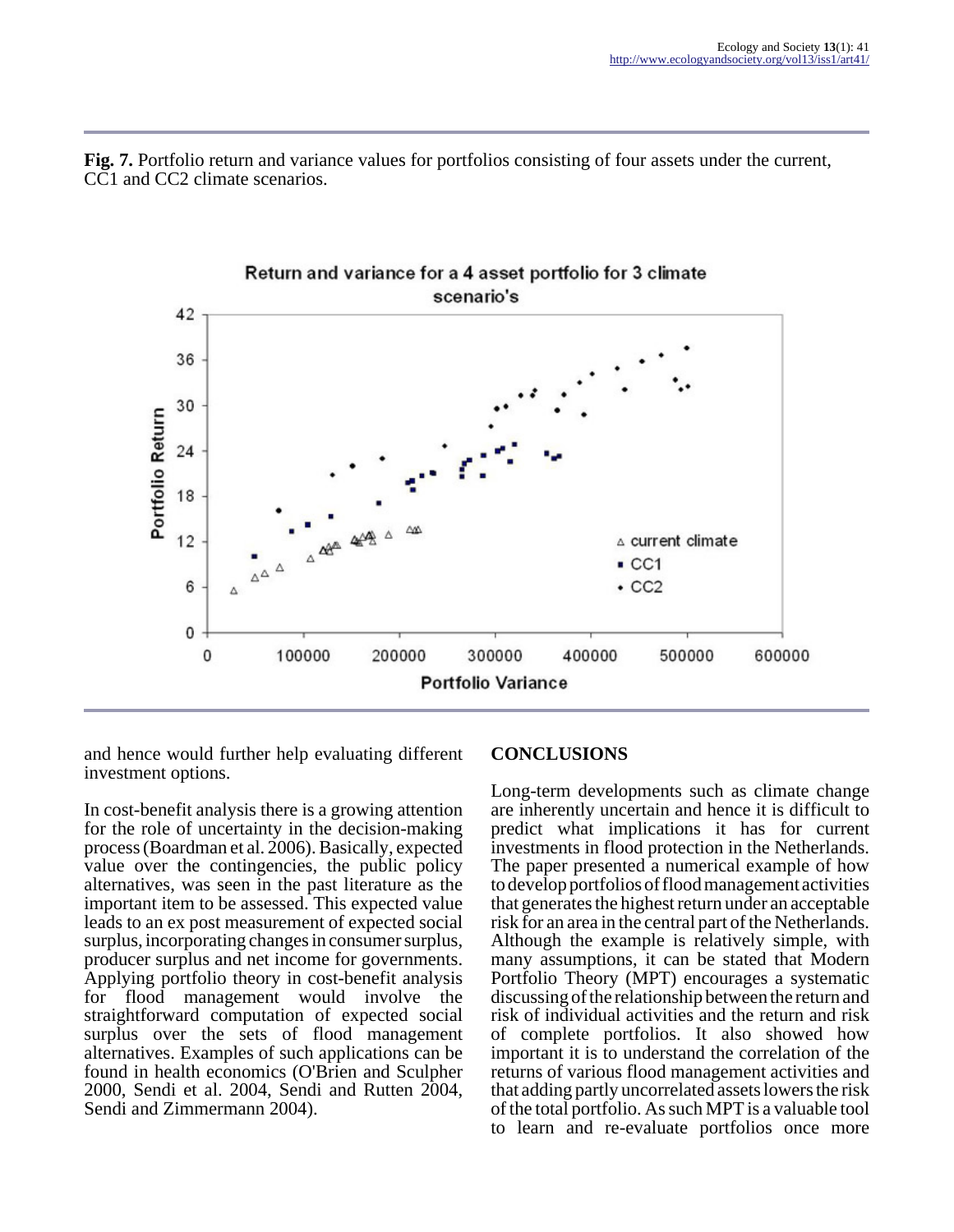**Fig. 7.** Portfolio return and variance values for portfolios consisting of four assets under the current, CC1 and CC2 climate scenarios.

and hence would further help evaluating different investment options.

In cost-benefit analysis there is a growing attention for the role of uncertainty in the decision-making process (Boardman et al. 2006). Basically, expected value over the contingencies, the public policy alternatives, was seen in the past literature as the important item to be assessed. This expected value leads to an ex post measurement of expected social surplus, incorporating changes in consumer surplus, producer surplus and net income for governments. Applying portfolio theory in cost-benefit analysis for flood management would involve the straightforward computation of expected social surplus over the sets of flood management alternatives. Examples of such applications can be found in health economics (O'Brien and Sculpher 2000, Sendi et al. 2004, Sendi and Rutten 2004, Sendi and Zimmermann 2004).

## CONCLUSIONS

Long-term developments such as climate change are inherently uncertain and hence it is difficult to predict what implications it has for current investments in flood protection in the Netherlands. The paper presented a numerical example of how to develop portfolios of flood management activities that generates the highest return under an acceptable risk for an area in the central part of the Netherlands. Although the example is relatively simple, with many assumptions, it can be stated that Modern Portfolio Theory (MPT) encourages a systematic discussing of the relationship between the return and risk of individual activities and the return and risk of complete portfolios. It also showed how important it is to understand the correlation of the returns of various flood management activities and that adding partly uncorrelated assets lowers the risk of the total portfolio. As such MPT is a valuable tool to learn and re-evaluate portfolios once more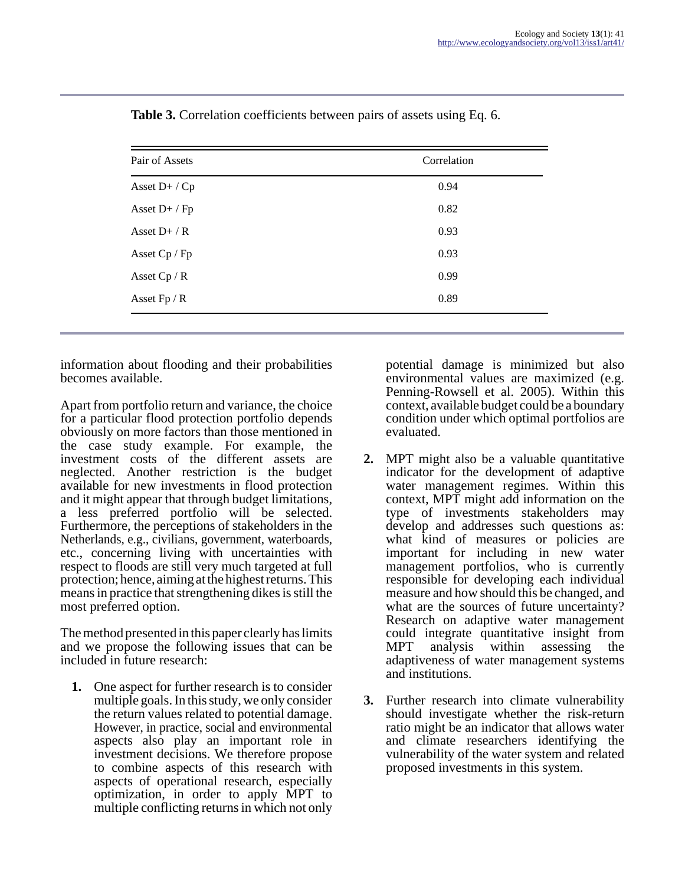**Table 3.** Correlation coefficients between pairs of assets using Eq. 6.

| Pair of Assets | Correlation |
|---|---|
| Asset D+ / Cp | 0.94 |
| Asset D+ / Fp | 0.82 |
| Asset D+ / R | 0.93 |
| Asset Cp / Fp | 0.93 |
| Asset Cp / R | 0.99 |
| Asset Fp / R | 0.89 |

information about flooding and their probabilities becomes available.

Apart from portfolio return and variance, the choice for a particular flood protection portfolio depends obviously on more factors than those mentioned in the case study example. For example, the investment costs of the different assets are neglected. Another restriction is the budget available for new investments in flood protection and it might appear that through budget limitations, a less preferred portfolio will be selected. Furthermore, the perceptions of stakeholders in the Netherlands, e.g., civilians, government, waterboards, etc., concerning living with uncertainties with respect to floods are still very much targeted at full protection; hence, aiming at the highest returns. This means in practice that strengthening dikes is still the most preferred option.

The method presented in this paper clearly has limits and we propose the following issues that can be included in future research:

1. One aspect for further research is to consider multiple goals. In this study, we only consider the return values related to potential damage. However, in practice, social and environmental aspects also play an important role in investment decisions. We therefore propose to combine aspects of this research with aspects of operational research, especially optimization, in order to apply MPT to multiple conflicting returns in which not only potential damage is minimized but also environmental values are maximized (e.g. Penning-Rowsell et al. 2005). Within this context, available budget could be a boundary condition under which optimal portfolios are evaluated.

2. MPT might also be a valuable quantitative indicator for the development of adaptive water management regimes. Within this context, MPT might add information on the type of investments stakeholders may develop and addresses such questions as: what kind of measures or policies are important for including in new water management portfolios, who is currently responsible for developing each individual measure and how should this be changed, and what are the sources of future uncertainty? Research on adaptive water management could integrate quantitative insight from MPT analysis within assessing the adaptiveness of water management systems and institutions.

3. Further research into climate vulnerability should investigate whether the risk-return ratio might be an indicator that allows water and climate researchers identifying the vulnerability of the water system and related proposed investments in this system.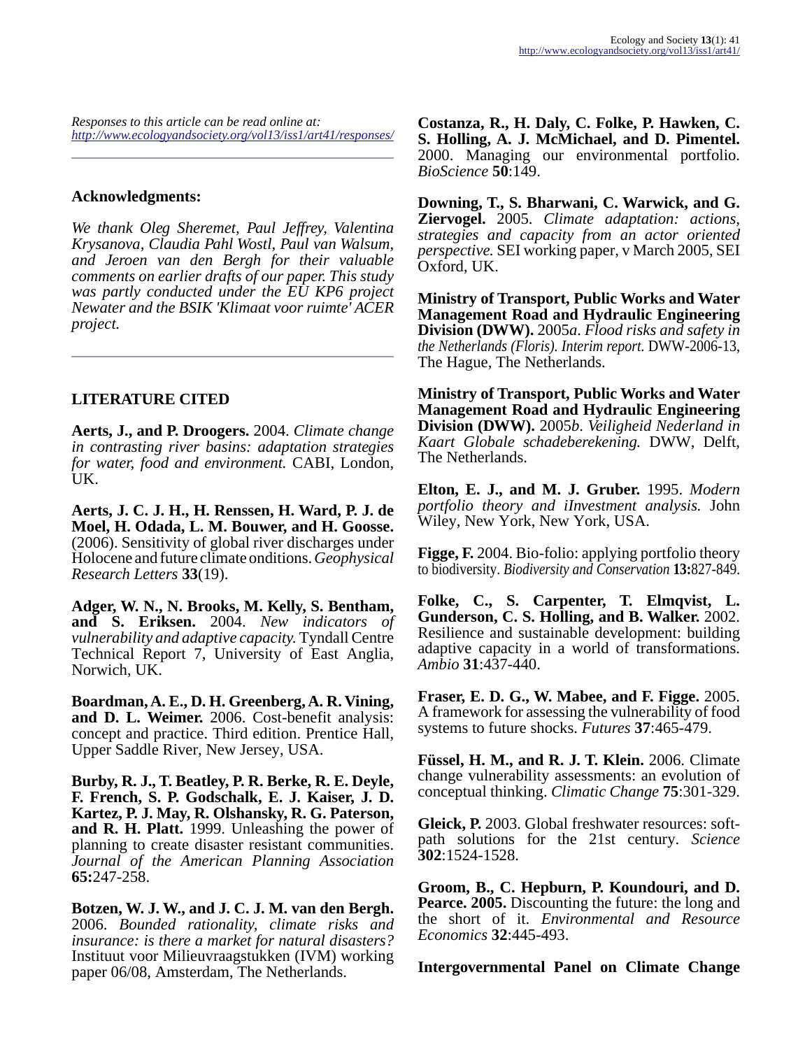*Responses to this article can be read online at:*
*http://www.ecologyandsociety.org/vol13/iss1/art41/responses/*

## Acknowledgments:

*We thank Oleg Sheremet, Paul Jeffrey, Valentina Krysanova, Claudia Pahl Wostl, Paul van Walsum, and Jeroen van den Bergh for their valuable comments on earlier drafts of our paper. This study was partly conducted under the EU KP6 project Newater and the BSIK 'Klimaat voor ruimte' ACER project.*

## LITERATURE CITED

**Aerts, J., and P. Droogers.** 2004. *Climate change in contrasting river basins: adaptation strategies for water, food and environment.* CABI, London, UK.

**Aerts, J. C. J. H., H. Renssen, H. Ward, P. J. de Moel, H. Odada, L. M. Bouwer, and H. Goosse.** (2006). Sensitivity of global river discharges under Holocene and future climate onditions. *Geophysical Research Letters* **33**(19).

**Adger, W. N., N. Brooks, M. Kelly, S. Bentham, and S. Eriksen.** 2004. *New indicators of vulnerability and adaptive capacity.* Tyndall Centre Technical Report 7, University of East Anglia, Norwich, UK.

**Boardman, A. E., D. H. Greenberg, A. R. Vining, and D. L. Weimer.** 2006. Cost-benefit analysis: concept and practice. Third edition. Prentice Hall, Upper Saddle River, New Jersey, USA.

**Burby, R. J., T. Beatley, P. R. Berke, R. E. Deyle, F. French, S. P. Godschalk, E. J. Kaiser, J. D. Kartez, P. J. May, R. Olshansky, R. G. Paterson, and R. H. Platt.** 1999. Unleashing the power of planning to create disaster resistant communities. *Journal of the American Planning Association* **65:**247-258.

**Botzen, W. J. W., and J. C. J. M. van den Bergh.** 2006. *Bounded rationality, climate risks and insurance: is there a market for natural disasters?* Instituut voor Milieuvraagstukken (IVM) working paper 06/08, Amsterdam, The Netherlands.

**Costanza, R., H. Daly, C. Folke, P. Hawken, C. S. Holling, A. J. McMichael, and D. Pimentel.** 2000. Managing our environmental portfolio. *BioScience* **50**:149.

**Downing, T., S. Bharwani, C. Warwick, and G. Ziervogel.** 2005. *Climate adaptation: actions, strategies and capacity from an actor oriented perspective.* SEI working paper, v March 2005, SEI Oxford, UK.

**Ministry of Transport, Public Works and Water Management Road and Hydraulic Engineering Division (DWW).** 2005*a*. *Flood risks and safety in the Netherlands (Floris). Interim report.* DWW-2006-13, The Hague, The Netherlands.

**Ministry of Transport, Public Works and Water Management Road and Hydraulic Engineering Division (DWW).** 2005*b*. *Veiligheid Nederland in Kaart Globale schadeberekening.* DWW, Delft, The Netherlands.

**Elton, E. J., and M. J. Gruber.** 1995. *Modern portfolio theory and iInvestment analysis.* John Wiley, New York, New York, USA.

**Figge, F.** 2004. Bio-folio: applying portfolio theory to biodiversity. *Biodiversity and Conservation* **13:**827-849.

**Folke, C., S. Carpenter, T. Elmqvist, L. Gunderson, C. S. Holling, and B. Walker.** 2002. Resilience and sustainable development: building adaptive capacity in a world of transformations. *Ambio* **31**:437-440.

**Fraser, E. D. G., W. Mabee, and F. Figge.** 2005. A framework for assessing the vulnerability of food systems to future shocks. *Futures* **37**:465-479.

**Füssel, H. M., and R. J. T. Klein.** 2006. Climate change vulnerability assessments: an evolution of conceptual thinking. *Climatic Change* **75**:301-329.

**Gleick, P.** 2003. Global freshwater resources: soft-path solutions for the 21st century. *Science* **302**:1524-1528.

**Groom, B., C. Hepburn, P. Koundouri, and D. Pearce. 2005.** Discounting the future: the long and the short of it. *Environmental and Resource Economics* **32**:445-493.

**Intergovernmental Panel on Climate Change**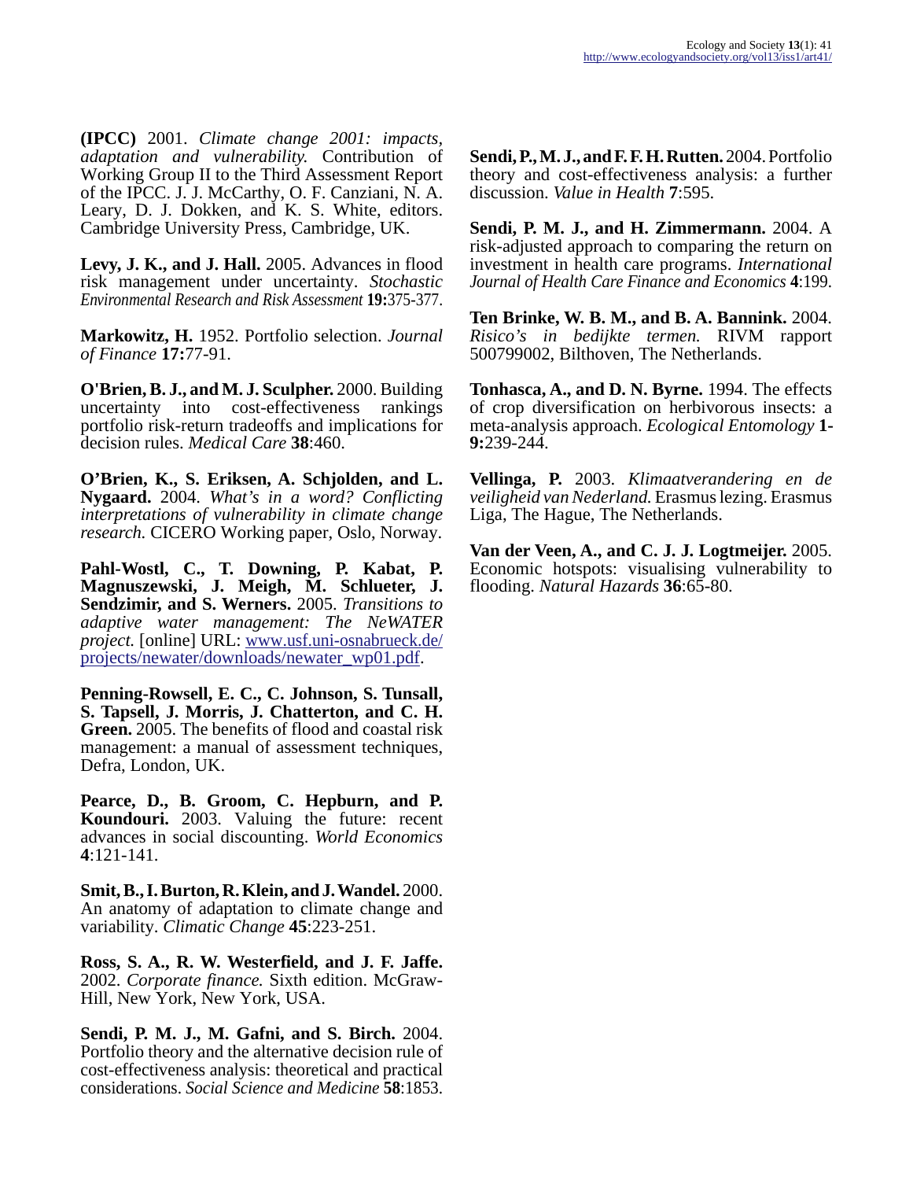**(IPCC)** 2001. *Climate change 2001: impacts, adaptation and vulnerability.* Contribution of Working Group II to the Third Assessment Report of the IPCC. J. J. McCarthy, O. F. Canziani, N. A. Leary, D. J. Dokken, and K. S. White, editors. Cambridge University Press, Cambridge, UK.

**Levy, J. K., and J. Hall.** 2005. Advances in flood risk management under uncertainty. *Stochastic Environmental Research and Risk Assessment* **19:**375-377.

**Markowitz, H.** 1952. Portfolio selection. *Journal of Finance* **17:**77-91.

**O'Brien, B. J., and M. J. Sculpher.** 2000. Building uncertainty into cost-effectiveness rankings portfolio risk-return tradeoffs and implications for decision rules. *Medical Care* **38**:460.

**O'Brien, K., S. Eriksen, A. Schjolden, and L. Nygaard.** 2004. *What's in a word? Conflicting interpretations of vulnerability in climate change research.* CICERO Working paper, Oslo, Norway.

**Pahl-Wostl, C., T. Downing, P. Kabat, P. Magnuszewski, J. Meigh, M. Schlueter, J. Sendzimir, and S. Werners.** 2005. *Transitions to adaptive water management: The NeWATER project.* [online] URL: www.usf.uni-osnabrueck.de/projects/newater/downloads/newater_wp01.pdf.

**Penning-Rowsell, E. C., C. Johnson, S. Tunsall, S. Tapsell, J. Morris, J. Chatterton, and C. H. Green.** 2005. The benefits of flood and coastal risk management: a manual of assessment techniques, Defra, London, UK.

**Pearce, D., B. Groom, C. Hepburn, and P. Koundouri.** 2003. Valuing the future: recent advances in social discounting. *World Economics* **4**:121-141.

**Smit, B., I. Burton, R. Klein, and J. Wandel.** 2000. An anatomy of adaptation to climate change and variability. *Climatic Change* **45**:223-251.

**Ross, S. A., R. W. Westerfield, and J. F. Jaffe.** 2002. *Corporate finance.* Sixth edition. McGraw-Hill, New York, New York, USA.

**Sendi, P. M. J., M. Gafni, and S. Birch.** 2004. Portfolio theory and the alternative decision rule of cost-effectiveness analysis: theoretical and practical considerations. *Social Science and Medicine* **58**:1853.

**Sendi, P., M. J., and F. F. H. Rutten.** 2004. Portfolio theory and cost-effectiveness analysis: a further discussion. *Value in Health* **7**:595.

**Sendi, P. M. J., and H. Zimmermann.** 2004. A risk-adjusted approach to comparing the return on investment in health care programs. *International Journal of Health Care Finance and Economics* **4**:199.

**Ten Brinke, W. B. M., and B. A. Bannink.** 2004. *Risico's in bedijkte termen.* RIVM rapport 500799002, Bilthoven, The Netherlands.

**Tonhasca, A., and D. N. Byrne.** 1994. The effects of crop diversification on herbivorous insects: a meta-analysis approach. *Ecological Entomology* **1-9:**239-244.

**Vellinga, P.** 2003. *Klimaatverandering en de veiligheid van Nederland.* Erasmus lezing. Erasmus Liga, The Hague, The Netherlands.

**Van der Veen, A., and C. J. J. Logtmeijer.** 2005. Economic hotspots: visualising vulnerability to flooding. *Natural Hazards* **36**:65-80.